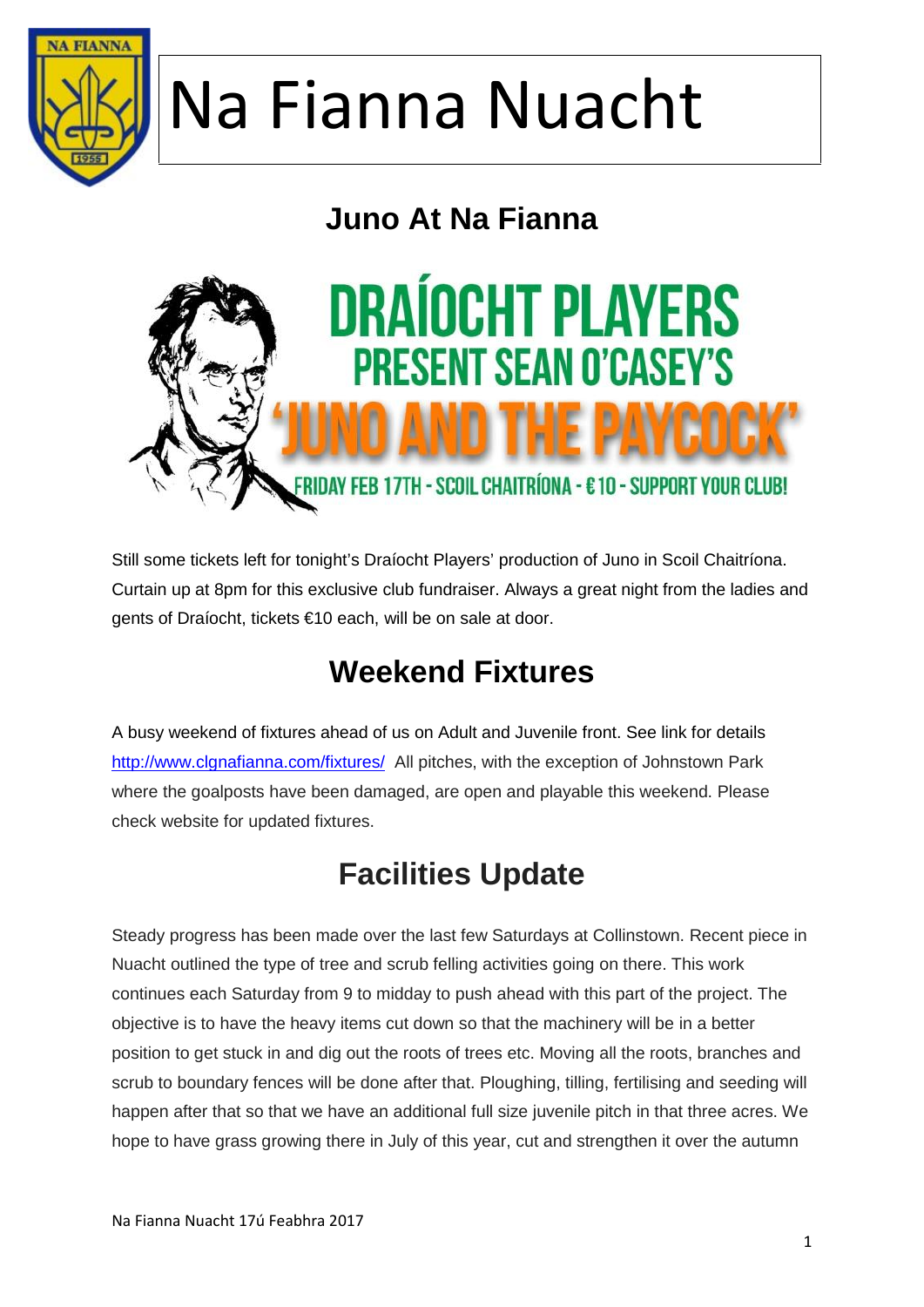# Na Fianna Nuacht

## Juno At Na Fianna

DRAÍOCHT PLAYERS PRESENT SEAN O'CASEY'S 'JUNO AND THE PAYCOCK'

FRIDAY FEB 17TH - SCOIL CHAITRÍONA - €10 - SUPPORT YOUR CLUB!

Still some tickets left for tonight's Draíocht Players' production of Juno in Scoil Chaitríona. Curtain up at 8pm for this exclusive club fundraiser. Always a great night from the ladies and gents of Draíocht, tickets €10 each, will be on sale at door.

## Weekend Fixtures

A busy weekend of fixtures ahead of us on Adult and Juvenile front. See link for details http://www.clgnafianna.com/fixtures/ All pitches, with the exception of Johnstown Park where the goalposts have been damaged, are open and playable this weekend. Please check website for updated fixtures.

## Facilities Update

Steady progress has been made over the last few Saturdays at Collinstown. Recent piece in Nuacht outlined the type of tree and scrub felling activities going on there. This work continues each Saturday from 9 to midday to push ahead with this part of the project. The objective is to have the heavy items cut down so that the machinery will be in a better position to get stuck in and dig out the roots of trees etc. Moving all the roots, branches and scrub to boundary fences will be done after that. Ploughing, tilling, fertilising and seeding will happen after that so that we have an additional full size juvenile pitch in that three acres. We hope to have grass growing there in July of this year, cut and strengthen it over the autumn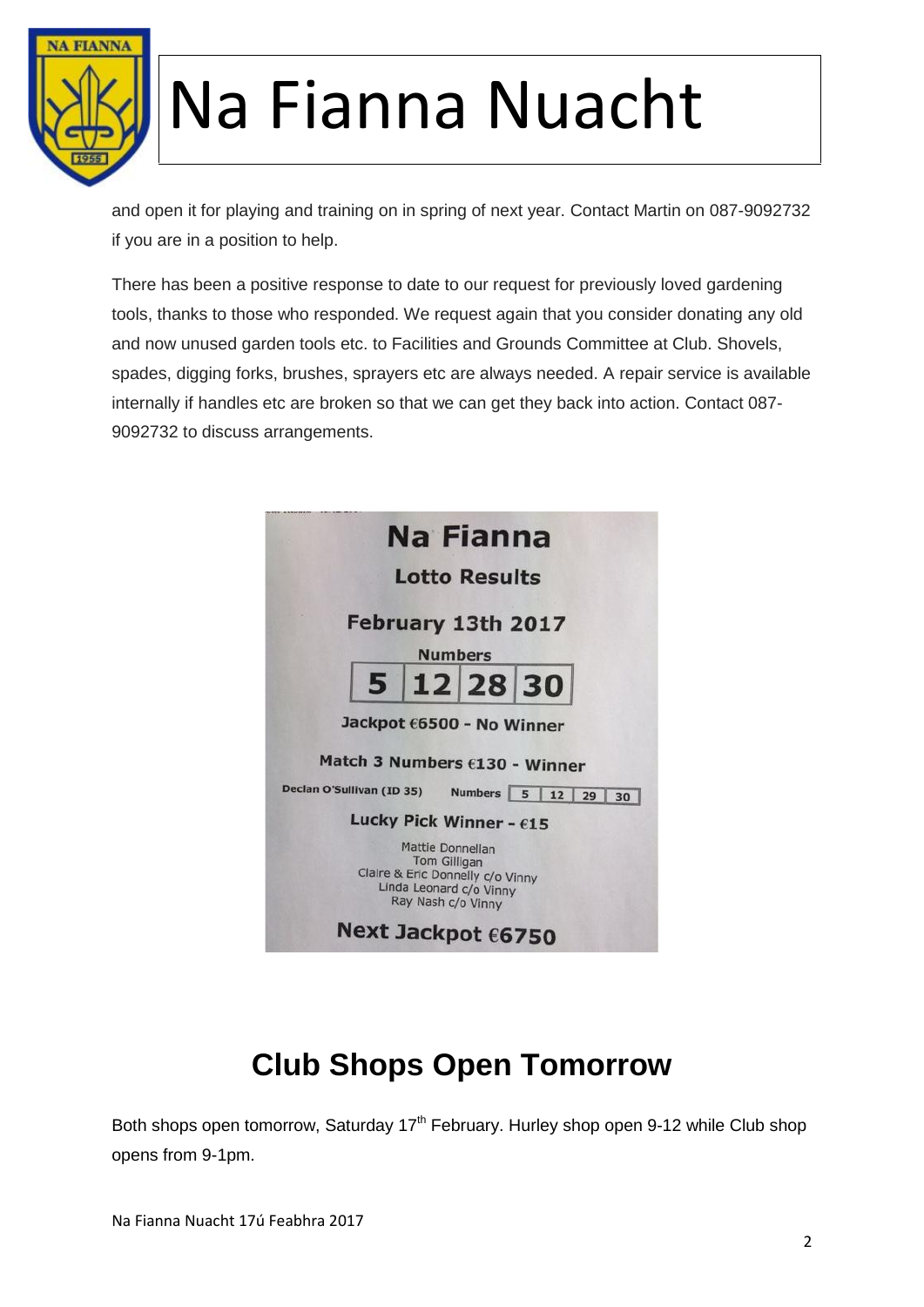and open it for playing and training on in spring of next year. Contact Martin on 087-9092732 if you are in a position to help.

There has been a positive response to date to our request for previously loved gardening tools, thanks to those who responded. We request again that you consider donating any old and now unused garden tools etc. to Facilities and Grounds Committee at Club. Shovels, spades, digging forks, brushes, sprayers etc are always needed. A repair service is available internally if handles etc are broken so that we can get they back into action. Contact 087-9092732 to discuss arrangements.

**Na Fianna**

**Lotto Results**

**February 13th 2017**

**Numbers**

| 5 | 12 | 28 | 30 |
|---|---|---|---|

**Jackpot €6500 - No Winner**

**Match 3 Numbers €130 - Winner**

Declan O'Sullivan (ID 35) Numbers 5 12 29 30

**Lucky Pick Winner - €15**

Mattie Donnellan
Tom Gilligan
Claire & Eric Donnelly c/o Vinny
Linda Leonard c/o Vinny
Ray Nash c/o Vinny

**Next Jackpot €6750**

## Club Shops Open Tomorrow

Both shops open tomorrow, Saturday 17th February. Hurley shop open 9-12 while Club shop opens from 9-1pm.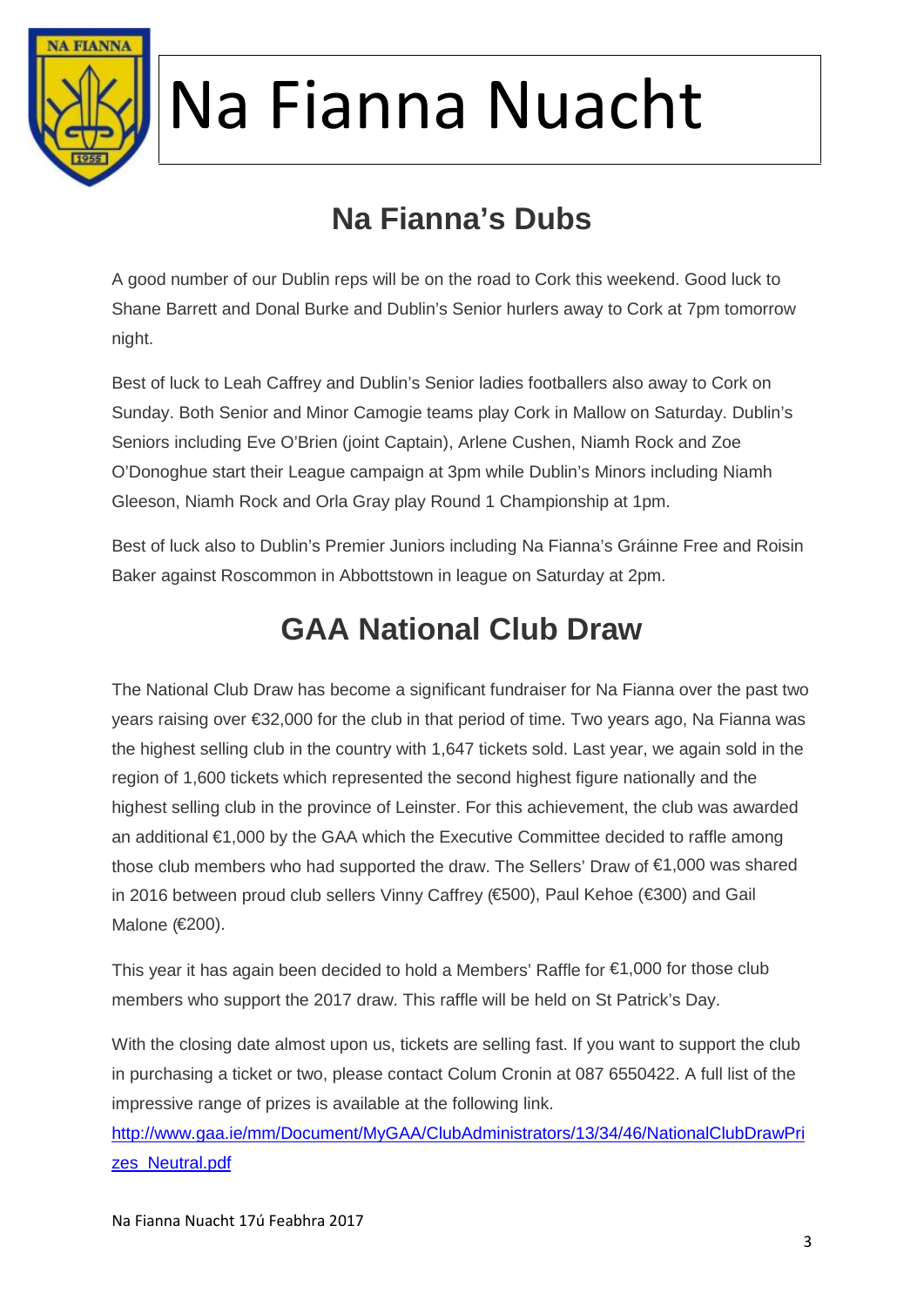# Na Fianna Nuacht

## Na Fianna's Dubs

A good number of our Dublin reps will be on the road to Cork this weekend. Good luck to Shane Barrett and Donal Burke and Dublin's Senior hurlers away to Cork at 7pm tomorrow night.

Best of luck to Leah Caffrey and Dublin's Senior ladies footballers also away to Cork on Sunday. Both Senior and Minor Camogie teams play Cork in Mallow on Saturday. Dublin's Seniors including Eve O'Brien (joint Captain), Arlene Cushen, Niamh Rock and Zoe O'Donoghue start their League campaign at 3pm while Dublin's Minors including Niamh Gleeson, Niamh Rock and Orla Gray play Round 1 Championship at 1pm.

Best of luck also to Dublin's Premier Juniors including Na Fianna's Gráinne Free and Roisin Baker against Roscommon in Abbottstown in league on Saturday at 2pm.

## GAA National Club Draw

The National Club Draw has become a significant fundraiser for Na Fianna over the past two years raising over €32,000 for the club in that period of time. Two years ago, Na Fianna was the highest selling club in the country with 1,647 tickets sold. Last year, we again sold in the region of 1,600 tickets which represented the second highest figure nationally and the highest selling club in the province of Leinster. For this achievement, the club was awarded an additional €1,000 by the GAA which the Executive Committee decided to raffle among those club members who had supported the draw. The Sellers' Draw of €1,000 was shared in 2016 between proud club sellers Vinny Caffrey (€500), Paul Kehoe (€300) and Gail Malone (€200).

This year it has again been decided to hold a Members' Raffle for €1,000 for those club members who support the 2017 draw. This raffle will be held on St Patrick's Day.

With the closing date almost upon us, tickets are selling fast. If you want to support the club in purchasing a ticket or two, please contact Colum Cronin at 087 6550422. A full list of the impressive range of prizes is available at the following link.
[http://www.gaa.ie/mm/Document/MyGAA/ClubAdministrators/13/34/46/NationalClubDrawPrizes_Neutral.pdf](http://www.gaa.ie/mm/Document/MyGAA/ClubAdministrators/13/34/46/NationalClubDrawPrizes_Neutral.pdf)

Na Fianna Nuacht 17ú Feabhra 2017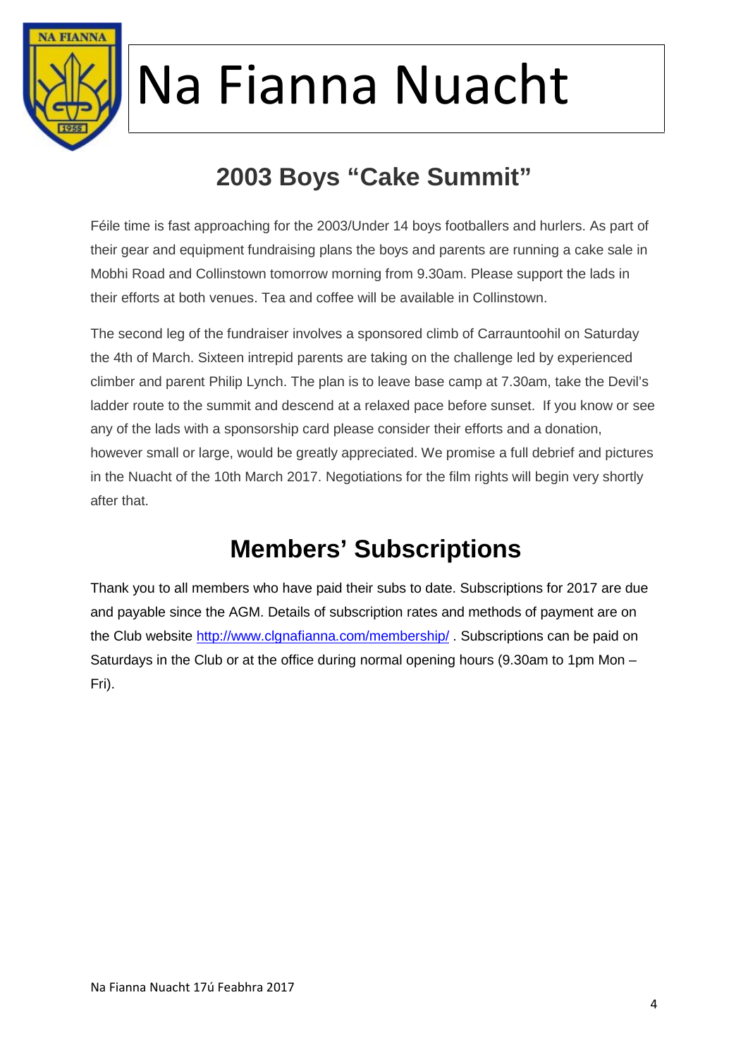# Na Fianna Nuacht

## 2003 Boys "Cake Summit"

Féile time is fast approaching for the 2003/Under 14 boys footballers and hurlers. As part of their gear and equipment fundraising plans the boys and parents are running a cake sale in Mobhi Road and Collinstown tomorrow morning from 9.30am. Please support the lads in their efforts at both venues. Tea and coffee will be available in Collinstown.

The second leg of the fundraiser involves a sponsored climb of Carrauntoohil on Saturday the 4th of March. Sixteen intrepid parents are taking on the challenge led by experienced climber and parent Philip Lynch. The plan is to leave base camp at 7.30am, take the Devil's ladder route to the summit and descend at a relaxed pace before sunset. If you know or see any of the lads with a sponsorship card please consider their efforts and a donation, however small or large, would be greatly appreciated. We promise a full debrief and pictures in the Nuacht of the 10th March 2017. Negotiations for the film rights will begin very shortly after that.

## Members' Subscriptions

Thank you to all members who have paid their subs to date. Subscriptions for 2017 are due and payable since the AGM. Details of subscription rates and methods of payment are on the Club website [http://www.clgnafianna.com/membership/](http://www.clgnafianna.com/membership/) . Subscriptions can be paid on Saturdays in the Club or at the office during normal opening hours (9.30am to 1pm Mon – Fri).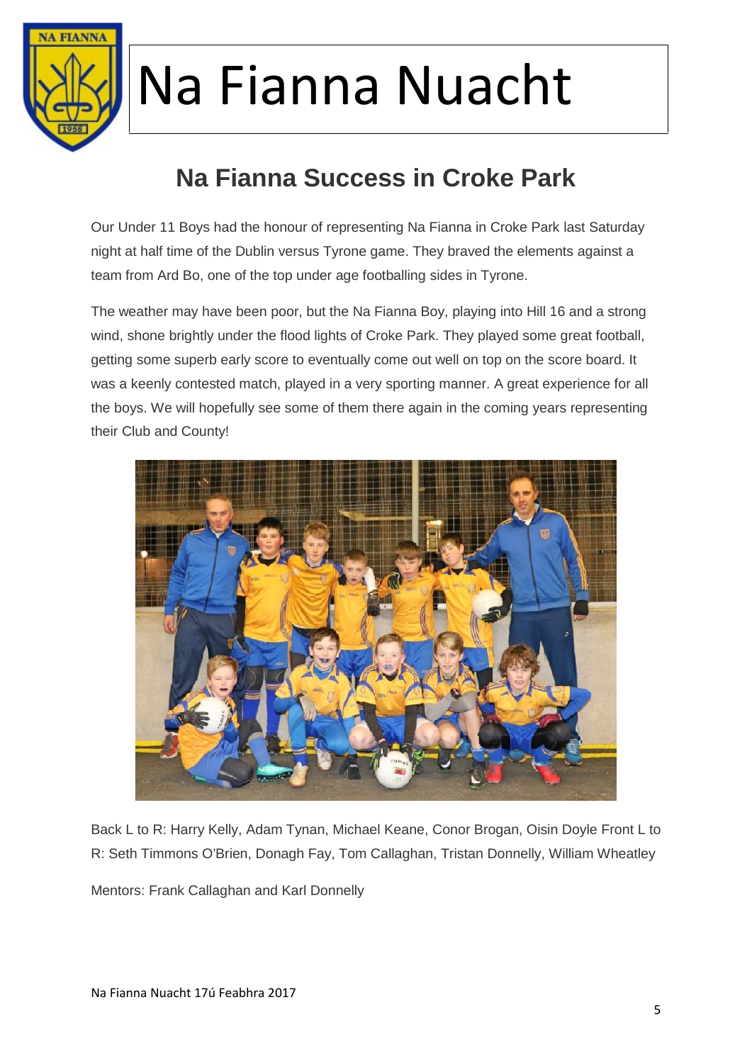# Na Fianna Nuacht

## Na Fianna Success in Croke Park

Our Under 11 Boys had the honour of representing Na Fianna in Croke Park last Saturday night at half time of the Dublin versus Tyrone game. They braved the elements against a team from Ard Bo, one of the top under age footballing sides in Tyrone.

The weather may have been poor, but the Na Fianna Boy, playing into Hill 16 and a strong wind, shone brightly under the flood lights of Croke Park. They played some great football, getting some superb early score to eventually come out well on top on the score board. It was a keenly contested match, played in a very sporting manner. A great experience for all the boys. We will hopefully see some of them there again in the coming years representing their Club and County!

Back L to R: Harry Kelly, Adam Tynan, Michael Keane, Conor Brogan, Oisin Doyle Front L to R: Seth Timmons O'Brien, Donagh Fay, Tom Callaghan, Tristan Donnelly, William Wheatley

Mentors: Frank Callaghan and Karl Donnelly

Na Fianna Nuacht 17ú Feabhra 2017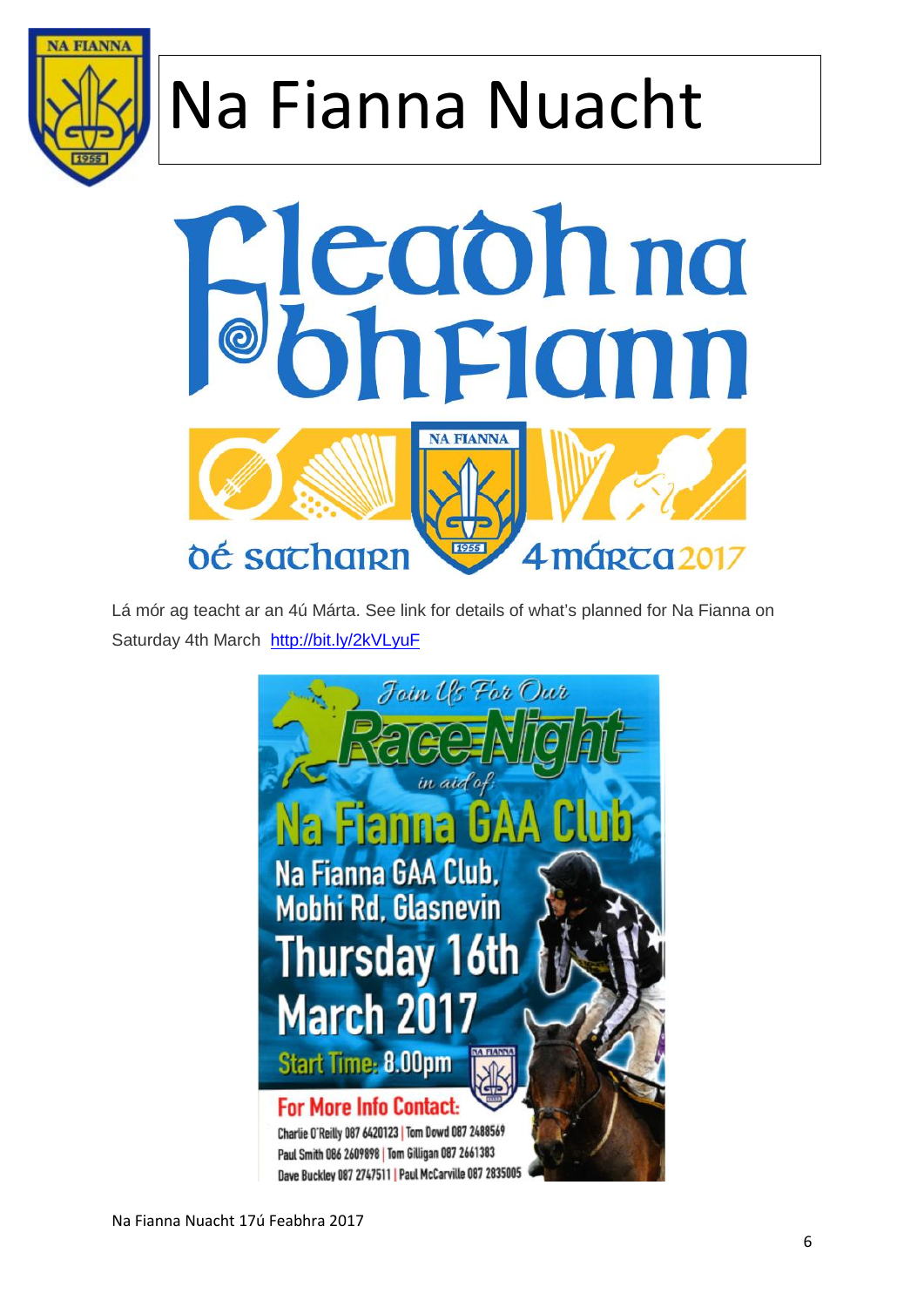# Na Fianna Nuacht

# Fleadh na bhFiann

Dé Sathairn 4 Márta 2017

Lá mór ag teacht ar an 4ú Márta. See link for details of what's planned for Na Fianna on Saturday 4th March http://bit.ly/2kVLyuF

*Join Us For Our*

## Race Night

*in aid of:*

## Na Fianna GAA Club

Na Fianna GAA Club, Mobhi Rd, Glasnevin

**Thursday 16th March 2017**

**Start Time: 8.00pm**

**For More Info Contact:**

Charlie O'Reilly 087 6420123 | Tom Dowd 087 2488569
Paul Smith 086 2609898 | Tom Gilligan 087 2661383
Dave Buckley 087 2747511 | Paul McCarville 087 2835005

Na Fianna Nuacht 17ú Feabhra 2017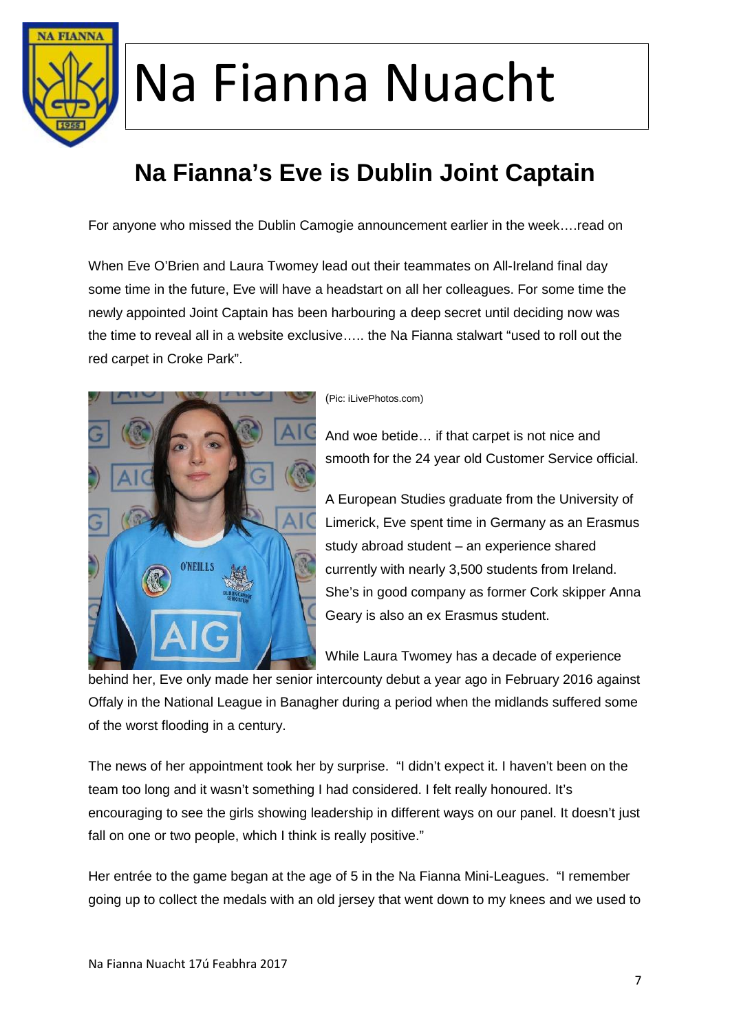# Na Fianna Nuacht

## Na Fianna's Eve is Dublin Joint Captain

For anyone who missed the Dublin Camogie announcement earlier in the week….read on

When Eve O'Brien and Laura Twomey lead out their teammates on All-Ireland final day some time in the future, Eve will have a headstart on all her colleagues. For some time the newly appointed Joint Captain has been harbouring a deep secret until deciding now was the time to reveal all in a website exclusive….. the Na Fianna stalwart "used to roll out the red carpet in Croke Park".

(Pic: iLivePhotos.com)

And woe betide… if that carpet is not nice and smooth for the 24 year old Customer Service official.

A European Studies graduate from the University of Limerick, Eve spent time in Germany as an Erasmus study abroad student – an experience shared currently with nearly 3,500 students from Ireland. She's in good company as former Cork skipper Anna Geary is also an ex Erasmus student.

While Laura Twomey has a decade of experience behind her, Eve only made her senior intercounty debut a year ago in February 2016 against Offaly in the National League in Banagher during a period when the midlands suffered some of the worst flooding in a century.

The news of her appointment took her by surprise. "I didn't expect it. I haven't been on the team too long and it wasn't something I had considered. I felt really honoured. It's encouraging to see the girls showing leadership in different ways on our panel. It doesn't just fall on one or two people, which I think is really positive."

Her entrée to the game began at the age of 5 in the Na Fianna Mini-Leagues. "I remember going up to collect the medals with an old jersey that went down to my knees and we used to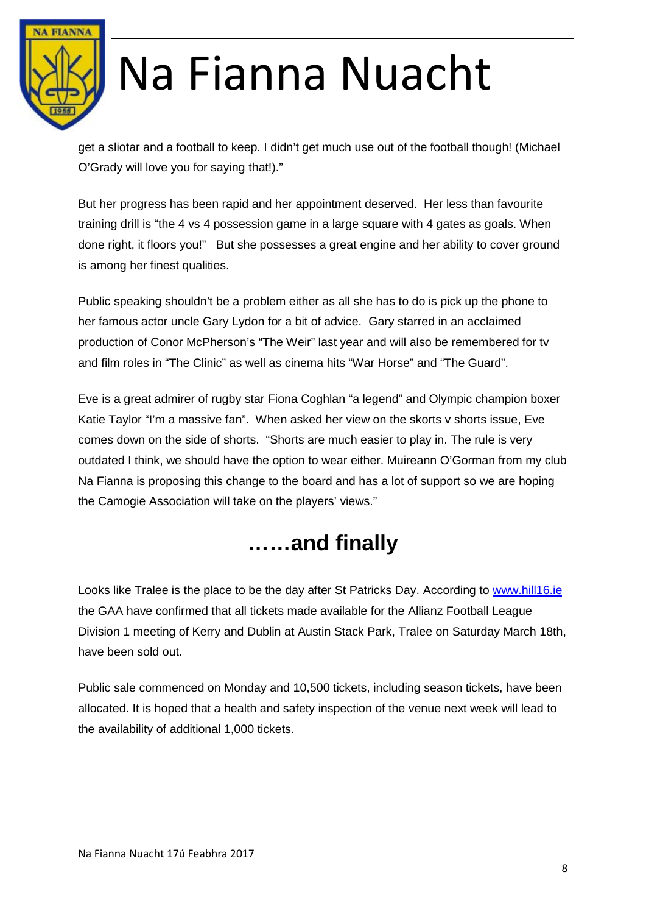get a sliotar and a football to keep. I didn't get much use out of the football though! (Michael O'Grady will love you for saying that!)."

But her progress has been rapid and her appointment deserved. Her less than favourite training drill is "the 4 vs 4 possession game in a large square with 4 gates as goals. When done right, it floors you!" But she possesses a great engine and her ability to cover ground is among her finest qualities.

Public speaking shouldn't be a problem either as all she has to do is pick up the phone to her famous actor uncle Gary Lydon for a bit of advice. Gary starred in an acclaimed production of Conor McPherson's "The Weir" last year and will also be remembered for tv and film roles in "The Clinic" as well as cinema hits "War Horse" and "The Guard".

Eve is a great admirer of rugby star Fiona Coghlan "a legend" and Olympic champion boxer Katie Taylor "I'm a massive fan". When asked her view on the skorts v shorts issue, Eve comes down on the side of shorts. "Shorts are much easier to play in. The rule is very outdated I think, we should have the option to wear either. Muireann O'Gorman from my club Na Fianna is proposing this change to the board and has a lot of support so we are hoping the Camogie Association will take on the players' views."

## ……and finally

Looks like Tralee is the place to be the day after St Patricks Day. According to [www.hill16.ie](http://www.hill16.ie) the GAA have confirmed that all tickets made available for the Allianz Football League Division 1 meeting of Kerry and Dublin at Austin Stack Park, Tralee on Saturday March 18th, have been sold out.

Public sale commenced on Monday and 10,500 tickets, including season tickets, have been allocated. It is hoped that a health and safety inspection of the venue next week will lead to the availability of additional 1,000 tickets.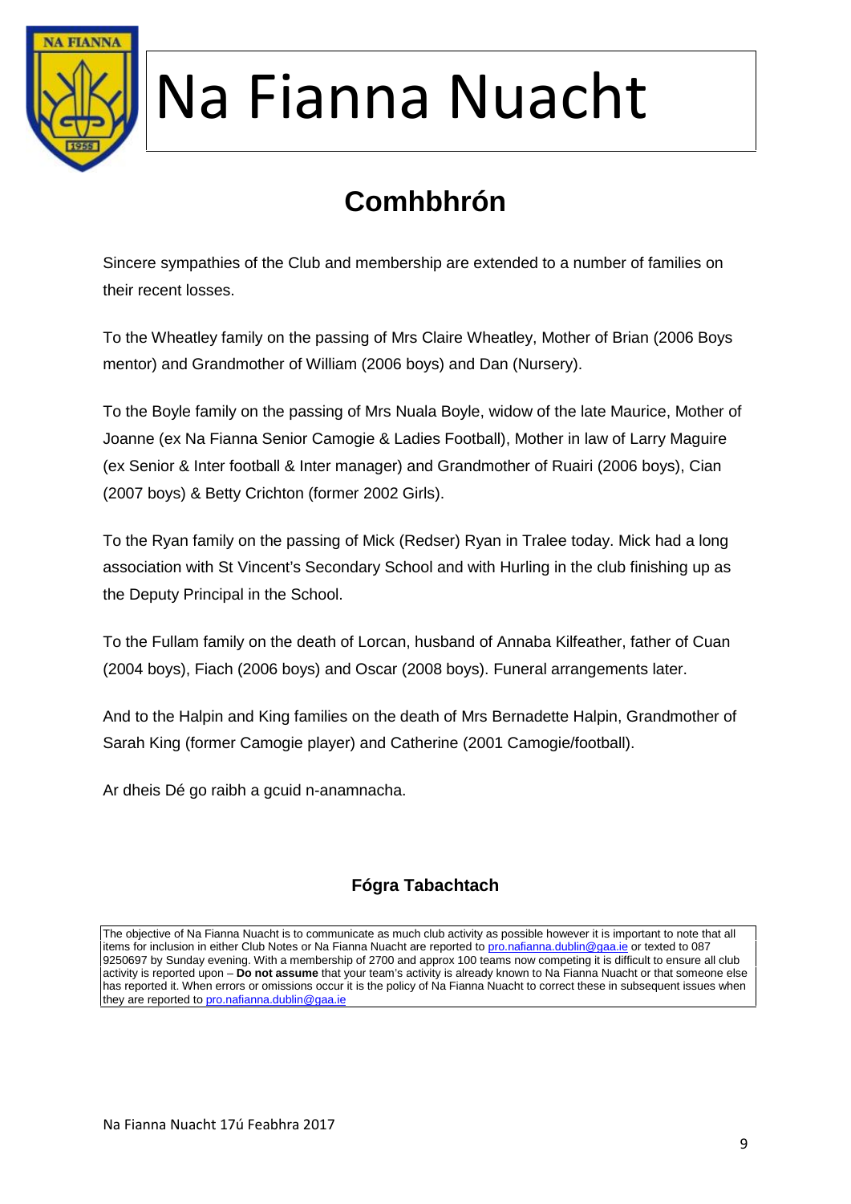# Na Fianna Nuacht

## Comhbhrón

Sincere sympathies of the Club and membership are extended to a number of families on their recent losses.

To the Wheatley family on the passing of Mrs Claire Wheatley, Mother of Brian (2006 Boys mentor) and Grandmother of William (2006 boys) and Dan (Nursery).

To the Boyle family on the passing of Mrs Nuala Boyle, widow of the late Maurice, Mother of Joanne (ex Na Fianna Senior Camogie & Ladies Football), Mother in law of Larry Maguire (ex Senior & Inter football & Inter manager) and Grandmother of Ruairi (2006 boys), Cian (2007 boys) & Betty Crichton (former 2002 Girls).

To the Ryan family on the passing of Mick (Redser) Ryan in Tralee today. Mick had a long association with St Vincent's Secondary School and with Hurling in the club finishing up as the Deputy Principal in the School.

To the Fullam family on the death of Lorcan, husband of Annaba Kilfeather, father of Cuan (2004 boys), Fiach (2006 boys) and Oscar (2008 boys). Funeral arrangements later.

And to the Halpin and King families on the death of Mrs Bernadette Halpin, Grandmother of Sarah King (former Camogie player) and Catherine (2001 Camogie/football).

Ar dheis Dé go raibh a gcuid n-anamnacha.

### Fógra Tabachtach

The objective of Na Fianna Nuacht is to communicate as much club activity as possible however it is important to note that all items for inclusion in either Club Notes or Na Fianna Nuacht are reported to pro.nafianna.dublin@gaa.ie or texted to 087 9250697 by Sunday evening. With a membership of 2700 and approx 100 teams now competing it is difficult to ensure all club activity is reported upon – **Do not assume** that your team's activity is already known to Na Fianna Nuacht or that someone else has reported it. When errors or omissions occur it is the policy of Na Fianna Nuacht to correct these in subsequent issues when they are reported to pro.nafianna.dublin@gaa.ie